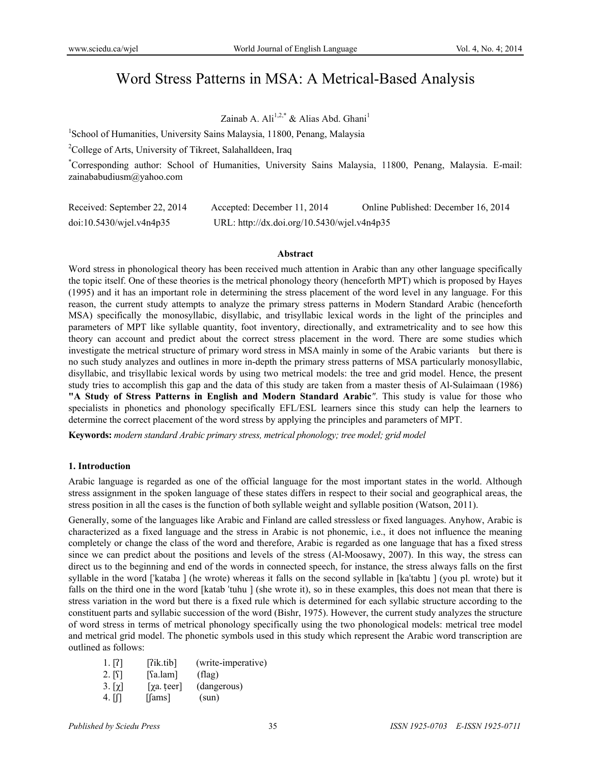# Word Stress Patterns in MSA: A Metrical-Based Analysis

Zainab A. Ali[1,2,*] & Alias Abd. Ghani[1]

[1]School of Humanities, University Sains Malaysia, 11800, Penang, Malaysia

[2]College of Arts, University of Tikreet, Salahalldeen, Iraq

[*]Corresponding author: School of Humanities, University Sains Malaysia, 11800, Penang, Malaysia. E-mail: zainababudiusm@yahoo.com

Received: September 22, 2014   Accepted: December 11, 2014   Online Published: December 16, 2014

doi:10.5430/wjel.v4n4p35   URL: http://dx.doi.org/10.5430/wjel.v4n4p35

## Abstract

Word stress in phonological theory has been received much attention in Arabic than any other language specifically the topic itself. One of these theories is the metrical phonology theory (henceforth MPT) which is proposed by Hayes (1995) and it has an important role in determining the stress placement of the word level in any language. For this reason, the current study attempts to analyze the primary stress patterns in Modern Standard Arabic (henceforth MSA) specifically the monosyllabic, disyllabic, and trisyllabic lexical words in the light of the principles and parameters of MPT like syllable quantity, foot inventory, directionally, and extrametricality and to see how this theory can account and predict about the correct stress placement in the word. There are some studies which investigate the metrical structure of primary word stress in MSA mainly in some of the Arabic variants but there is no such study analyzes and outlines in more in-depth the primary stress patterns of MSA particularly monosyllabic, disyllabic, and trisyllabic lexical words by using two metrical models: the tree and grid model. Hence, the present study tries to accomplish this gap and the data of this study are taken from a master thesis of Al-Sulaimaan (1986) **"A Study of Stress Patterns in English and Modern Standard Arabic"**. This study is value for those who specialists in phonetics and phonology specifically EFL/ESL learners since this study can help the learners to determine the correct placement of the word stress by applying the principles and parameters of MPT.

**Keywords:** *modern standard Arabic primary stress, metrical phonology; tree model; grid model*

## 1. Introduction

Arabic language is regarded as one of the official language for the most important states in the world. Although stress assignment in the spoken language of these states differs in respect to their social and geographical areas, the stress position in all the cases is the function of both syllable weight and syllable position (Watson, 2011).

Generally, some of the languages like Arabic and Finland are called stressless or fixed languages. Anyhow, Arabic is characterized as a fixed language and the stress in Arabic is not phonemic, i.e., it does not influence the meaning completely or change the class of the word and therefore, Arabic is regarded as one language that has a fixed stress since we can predict about the positions and levels of the stress (Al-Moosawy, 2007). In this way, the stress can direct us to the beginning and end of the words in connected speech, for instance, the stress always falls on the first syllable in the word [ˈkataba ] (he wrote) whereas it falls on the second syllable in [kaˈtabtu ] (you pl. wrote) but it falls on the third one in the word [katab ˈtuhu ] (she wrote it), so in these examples, this does not mean that there is stress variation in the word but there is a fixed rule which is determined for each syllabic structure according to the constituent parts and syllabic succession of the word (Bishr, 1975). However, the current study analyzes the structure of word stress in terms of metrical phonology specifically using the two phonological models: metrical tree model and metrical grid model. The phonetic symbols used in this study which represent the Arabic word transcription are outlined as follows:

1. [ʔ]   [ʔik.tib]   (write-imperative)
2. [ʕ]   [ʕa.lam]   (flag)
3. [χ]   [χa. ṭeer]   (dangerous)
4. [ʃ]   [ʃams]   (sun)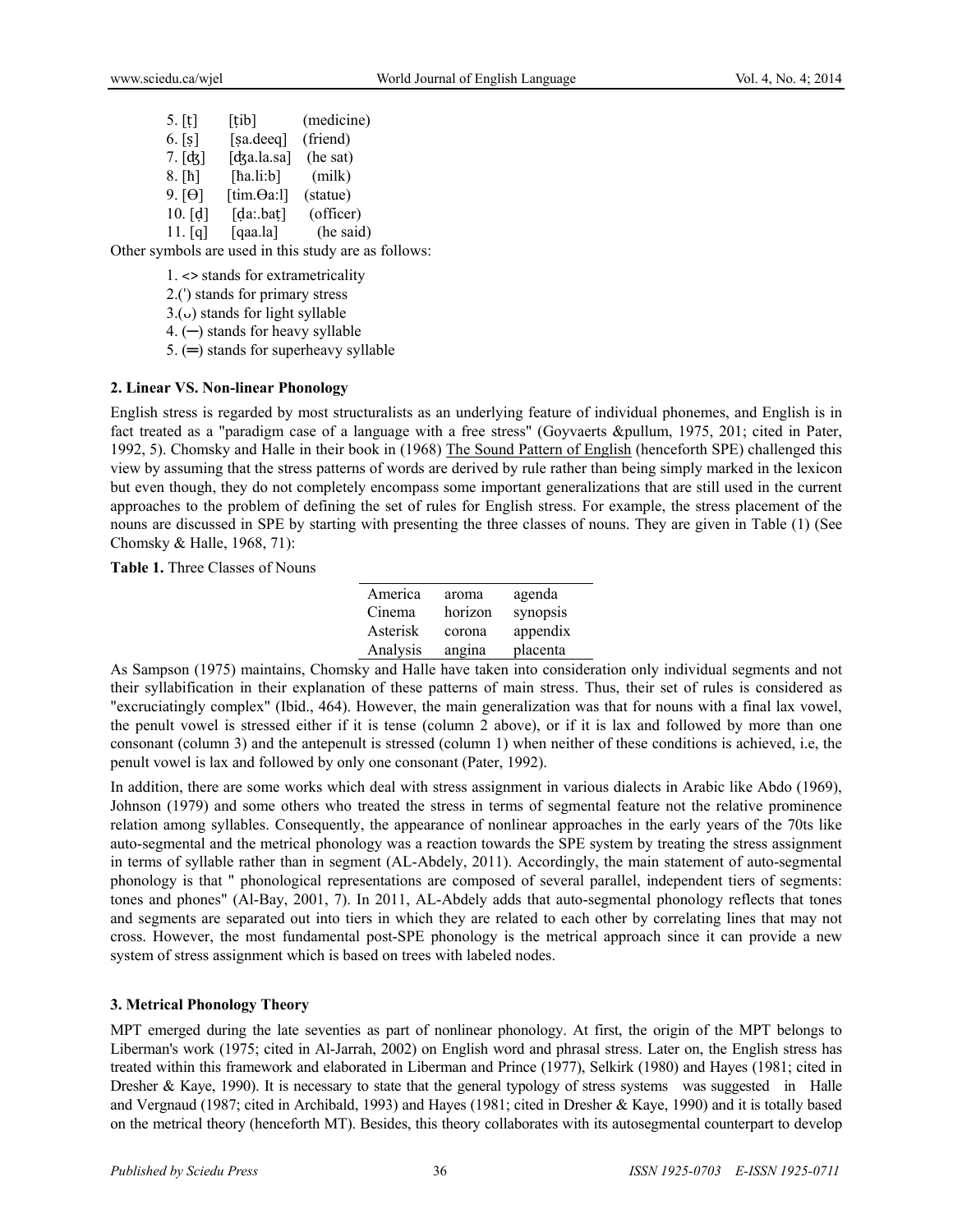5. [ṭ] [ṭib] (medicine)
6. [ṣ] [ṣa.deeq] (friend)
7. [ʤ] [ʤa.la.sa] (he sat)
8. [ħ] [ħa.li:b] (milk)
9. [Ɵ] [tim.Ɵa:l] (statue)
10. [ḍ] [ḍa:.baṭ] (officer)
11. [q] [qaa.la] (he said)

Other symbols are used in this study are as follows:

1. <> stands for extrametricality
2.(') stands for primary stress
3.(ᴗ) stands for light syllable
4. (─) stands for heavy syllable
5. (═) stands for superheavy syllable

### 2. Linear VS. Non-linear Phonology

English stress is regarded by most structuralists as an underlying feature of individual phonemes, and English is in fact treated as a "paradigm case of a language with a free stress" (Goyvaerts &pullum, 1975, 201; cited in Pater, 1992, 5). Chomsky and Halle in their book in (1968) <u>The Sound Pattern of English</u> (henceforth SPE) challenged this view by assuming that the stress patterns of words are derived by rule rather than being simply marked in the lexicon but even though, they do not completely encompass some important generalizations that are still used in the current approaches to the problem of defining the set of rules for English stress. For example, the stress placement of the nouns are discussed in SPE by starting with presenting the three classes of nouns. They are given in Table (1) (See Chomsky & Halle, 1968, 71):

**Table 1.** Three Classes of Nouns

| | | |
|---|---|---|
| America | aroma | agenda |
| Cinema | horizon | synopsis |
| Asterisk | corona | appendix |
| Analysis | angina | placenta |

As Sampson (1975) maintains, Chomsky and Halle have taken into consideration only individual segments and not their syllabification in their explanation of these patterns of main stress. Thus, their set of rules is considered as "excruciatingly complex" (Ibid., 464). However, the main generalization was that for nouns with a final lax vowel, the penult vowel is stressed either if it is tense (column 2 above), or if it is lax and followed by more than one consonant (column 3) and the antepenult is stressed (column 1) when neither of these conditions is achieved, i.e, the penult vowel is lax and followed by only one consonant (Pater, 1992).

In addition, there are some works which deal with stress assignment in various dialects in Arabic like Abdo (1969), Johnson (1979) and some others who treated the stress in terms of segmental feature not the relative prominence relation among syllables. Consequently, the appearance of nonlinear approaches in the early years of the 70ts like auto-segmental and the metrical phonology was a reaction towards the SPE system by treating the stress assignment in terms of syllable rather than in segment (AL-Abdely, 2011). Accordingly, the main statement of auto-segmental phonology is that " phonological representations are composed of several parallel, independent tiers of segments: tones and phones" (Al-Bay, 2001, 7). In 2011, AL-Abdely adds that auto-segmental phonology reflects that tones and segments are separated out into tiers in which they are related to each other by correlating lines that may not cross. However, the most fundamental post-SPE phonology is the metrical approach since it can provide a new system of stress assignment which is based on trees with labeled nodes.

### 3. Metrical Phonology Theory

MPT emerged during the late seventies as part of nonlinear phonology. At first, the origin of the MPT belongs to Liberman's work (1975; cited in Al-Jarrah, 2002) on English word and phrasal stress. Later on, the English stress has treated within this framework and elaborated in Liberman and Prince (1977), Selkirk (1980) and Hayes (1981; cited in Dresher & Kaye, 1990). It is necessary to state that the general typology of stress systems was suggested in Halle and Vergnaud (1987; cited in Archibald, 1993) and Hayes (1981; cited in Dresher & Kaye, 1990) and it is totally based on the metrical theory (henceforth MT). Besides, this theory collaborates with its autosegmental counterpart to develop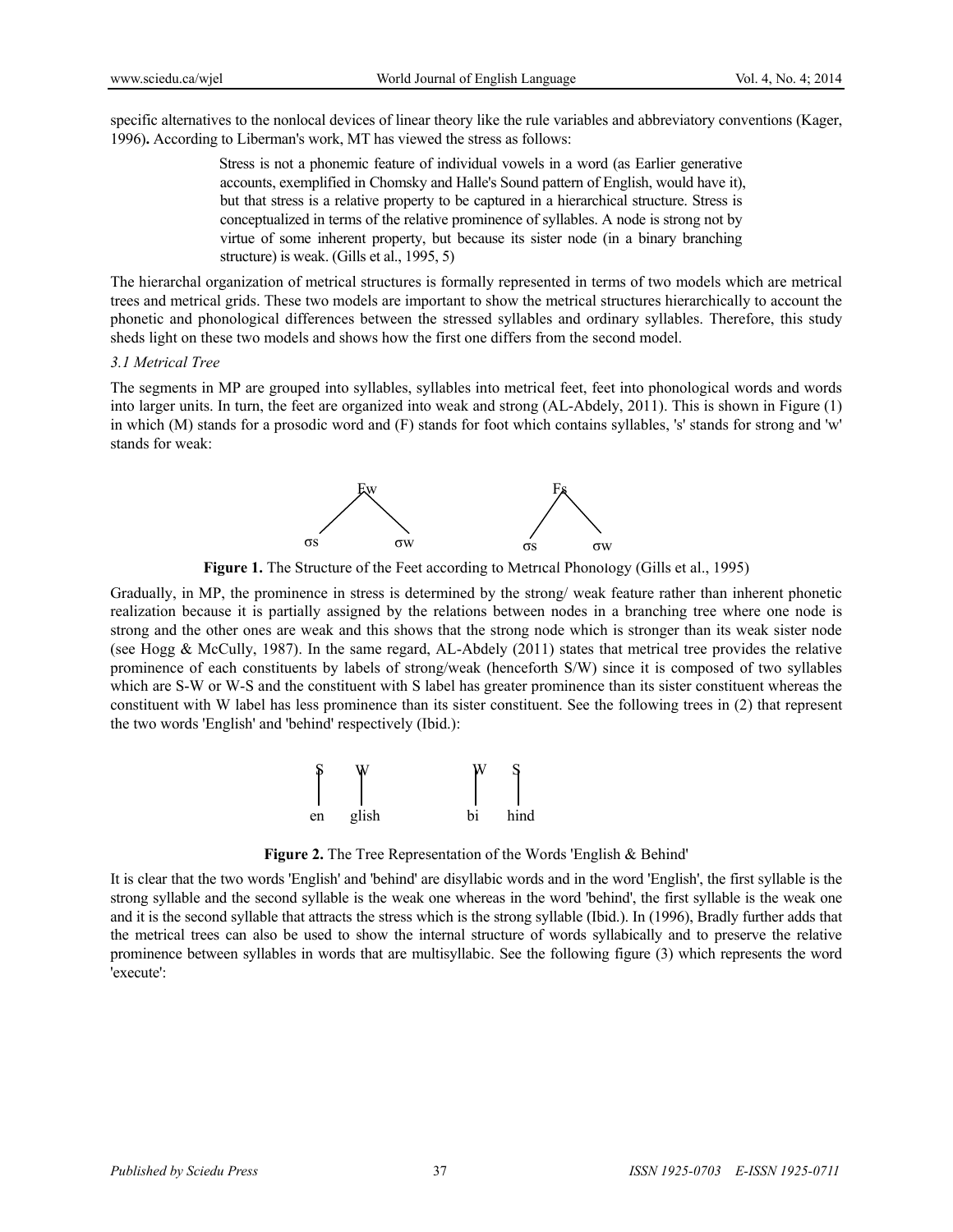specific alternatives to the nonlocal devices of linear theory like the rule variables and abbreviatory conventions (Kager, 1996). According to Liberman's work, MT has viewed the stress as follows:

> Stress is not a phonemic feature of individual vowels in a word (as Earlier generative accounts, exemplified in Chomsky and Halle's Sound pattern of English, would have it), but that stress is a relative property to be captured in a hierarchical structure. Stress is conceptualized in terms of the relative prominence of syllables. A node is strong not by virtue of some inherent property, but because its sister node (in a binary branching structure) is weak. (Gills et al., 1995, 5)

The hierarchal organization of metrical structures is formally represented in terms of two models which are metrical trees and metrical grids. These two models are important to show the metrical structures hierarchically to account the phonetic and phonological differences between the stressed syllables and ordinary syllables. Therefore, this study sheds light on these two models and shows how the first one differs from the second model.

### *3.1 Metrical Tree*

The segments in MP are grouped into syllables, syllables into metrical feet, feet into phonological words and words into larger units. In turn, the feet are organized into weak and strong (AL-Abdely, 2011). This is shown in Figure (1) in which (M) stands for a prosodic word and (F) stands for foot which contains syllables, 's' stands for strong and 'w' stands for weak:

```
      Fw                 Fs
     /  \               /  \
   σs    σw           σs    σw
```

**Figure 1.** The Structure of the Feet according to Metrical Phonology (Gills et al., 1995)

Gradually, in MP, the prominence in stress is determined by the strong/ weak feature rather than inherent phonetic realization because it is partially assigned by the relations between nodes in a branching tree where one node is strong and the other ones are weak and this shows that the strong node which is stronger than its weak sister node (see Hogg & McCully, 1987). In the same regard, AL-Abdely (2011) states that metrical tree provides the relative prominence of each constituents by labels of strong/weak (henceforth S/W) since it is composed of two syllables which are S-W or W-S and the constituent with S label has greater prominence than its sister constituent whereas the constituent with W label has less prominence than its sister constituent. See the following trees in (2) that represent the two words 'English' and 'behind' respectively (Ibid.):

```
 S    W          W    S
 |    |          |    |
 en   glish      bi   hind
```

**Figure 2.** The Tree Representation of the Words 'English & Behind'

It is clear that the two words 'English' and 'behind' are disyllabic words and in the word 'English', the first syllable is the strong syllable and the second syllable is the weak one whereas in the word 'behind', the first syllable is the weak one and it is the second syllable that attracts the stress which is the strong syllable (Ibid.). In (1996), Bradly further adds that the metrical trees can also be used to show the internal structure of words syllabically and to preserve the relative prominence between syllables in words that are multisyllabic. See the following figure (3) which represents the word 'execute':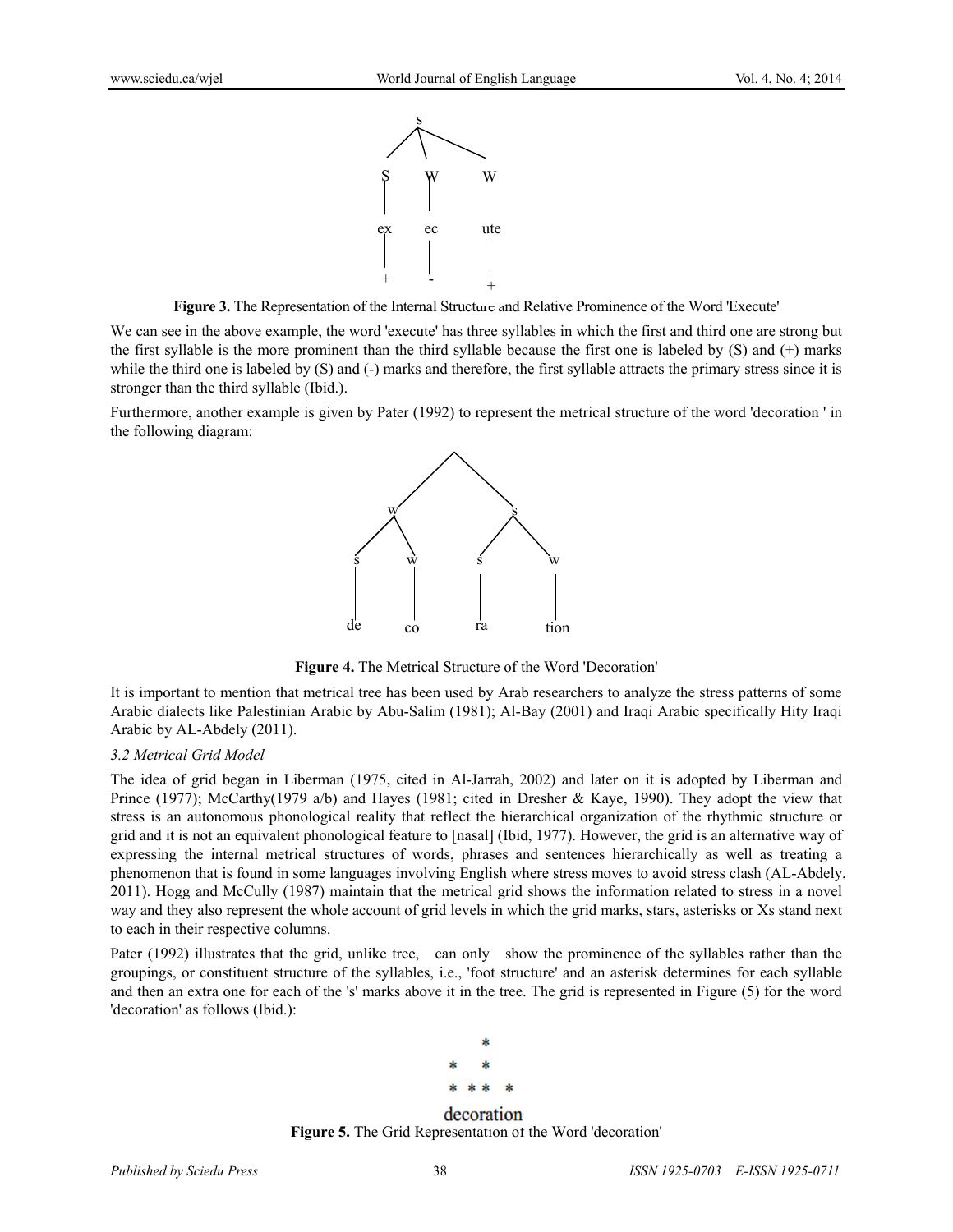Figure 3. The Representation of the Internal Structure and Relative Prominence of the Word 'Execute'

We can see in the above example, the word 'execute' has three syllables in which the first and third one are strong but the first syllable is the more prominent than the third syllable because the first one is labeled by (S) and (+) marks while the third one is labeled by (S) and (-) marks and therefore, the first syllable attracts the primary stress since it is stronger than the third syllable (Ibid.).

Furthermore, another example is given by Pater (1992) to represent the metrical structure of the word 'decoration ' in the following diagram:

**Figure 4.** The Metrical Structure of the Word 'Decoration'

It is important to mention that metrical tree has been used by Arab researchers to analyze the stress patterns of some Arabic dialects like Palestinian Arabic by Abu-Salim (1981); Al-Bay (2001) and Iraqi Arabic specifically Hity Iraqi Arabic by AL-Abdely (2011).

*3.2 Metrical Grid Model*

The idea of grid began in Liberman (1975, cited in Al-Jarrah, 2002) and later on it is adopted by Liberman and Prince (1977); McCarthy(1979 a/b) and Hayes (1981; cited in Dresher & Kaye, 1990). They adopt the view that stress is an autonomous phonological reality that reflect the hierarchical organization of the rhythmic structure or grid and it is not an equivalent phonological feature to [nasal] (Ibid, 1977). However, the grid is an alternative way of expressing the internal metrical structures of words, phrases and sentences hierarchically as well as treating a phenomenon that is found in some languages involving English where stress moves to avoid stress clash (AL-Abdely, 2011). Hogg and McCully (1987) maintain that the metrical grid shows the information related to stress in a novel way and they also represent the whole account of grid levels in which the grid marks, stars, asterisks or Xs stand next to each in their respective columns.

Pater (1992) illustrates that the grid, unlike tree, can only show the prominence of the syllables rather than the groupings, or constituent structure of the syllables, i.e., 'foot structure' and an asterisk determines for each syllable and then an extra one for each of the 's' marks above it in the tree. The grid is represented in Figure (5) for the word 'decoration' as follows (Ibid.):

```
      *
  *   *
  * * *  *
decoration
```

**Figure 5.** The Grid Representation of the Word 'decoration'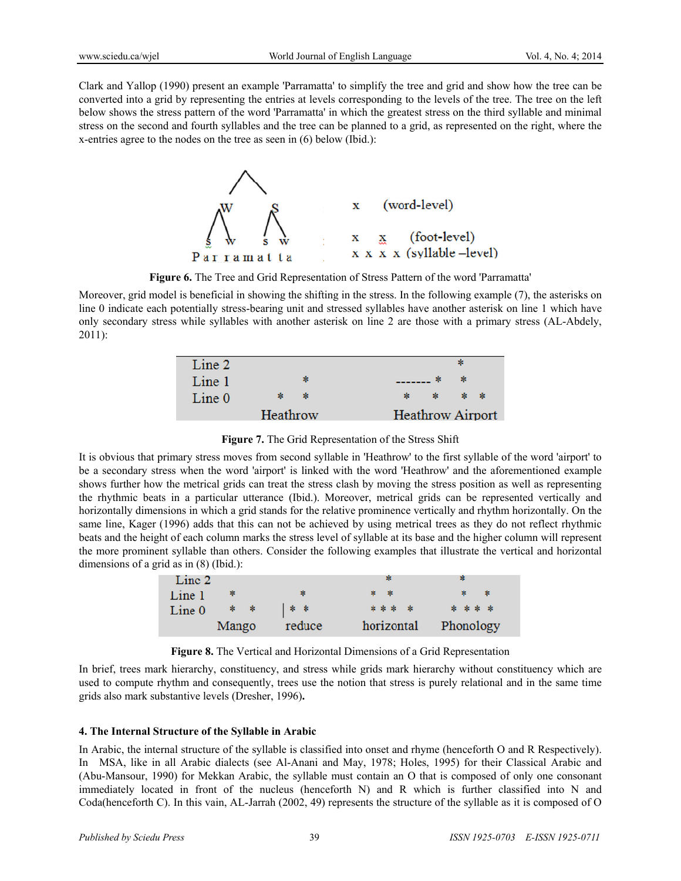Clark and Yallop (1990) present an example 'Parramatta' to simplify the tree and grid and show how the tree can be converted into a grid by representing the entries at levels corresponding to the levels of the tree. The tree on the left below shows the stress pattern of the word 'Parramatta' in which the greatest stress on the third syllable and minimal stress on the second and fourth syllables and the tree can be planned to a grid, as represented on the right, where the x-entries agree to the nodes on the tree as seen in (6) below (Ibid.):

```
        /\
      W    S          x        (word-level)
     /\    /\
    s  w  s  w        x   x    (foot-level)
   Par ra ma tta      x x x x  (syllable –level)
```

**Figure 6.** The Tree and Grid Representation of Stress Pattern of the word 'Parramatta'

Moreover, grid model is beneficial in showing the shifting in the stress. In the following example (7), the asterisks on line 0 indicate each potentially stress-bearing unit and stressed syllables have another asterisk on line 1 which have only secondary stress while syllables with another asterisk on line 2 are those with a primary stress (AL-Abdely, 2011):

```
Line 2                            *
Line 1        *         ------- * *
Line 0      *   *       *   *   *  *
          Heathrow     Heathrow Airport
```

**Figure 7.** The Grid Representation of the Stress Shift

It is obvious that primary stress moves from second syllable in 'Heathrow' to the first syllable of the word 'airport' to be a secondary stress when the word 'airport' is linked with the word 'Heathrow' and the aforementioned example shows further how the metrical grids can treat the stress clash by moving the stress position as well as representing the rhythmic beats in a particular utterance (Ibid.). Moreover, metrical grids can be represented vertically and horizontally dimensions in which a grid stands for the relative prominence vertically and rhythm horizontally. On the same line, Kager (1996) adds that this can not be achieved by using metrical trees as they do not reflect rhythmic beats and the height of each column marks the stress level of syllable at its base and the higher column will represent the more prominent syllable than others. Consider the following examples that illustrate the vertical and horizontal dimensions of a grid as in (8) (Ibid.):

```
Line 2                              *           *
Line 1    *            *          *  *         *   *
Line 0    *   *     |  *  *       * * *  *     * * * *
         Mango       reduce      horizontal   Phonology
```

**Figure 8.** The Vertical and Horizontal Dimensions of a Grid Representation

In brief, trees mark hierarchy, constituency, and stress while grids mark hierarchy without constituency which are used to compute rhythm and consequently, trees use the notion that stress is purely relational and in the same time grids also mark substantive levels (Dresher, 1996)**.**

## 4. The Internal Structure of the Syllable in Arabic

In Arabic, the internal structure of the syllable is classified into onset and rhyme (henceforth O and R Respectively). In MSA, like in all Arabic dialects (see Al-Anani and May, 1978; Holes, 1995) for their Classical Arabic and (Abu-Mansour, 1990) for Mekkan Arabic, the syllable must contain an O that is composed of only one consonant immediately located in front of the nucleus (henceforth N) and R which is further classified into N and Coda(henceforth C). In this vain, AL-Jarrah (2002, 49) represents the structure of the syllable as it is composed of O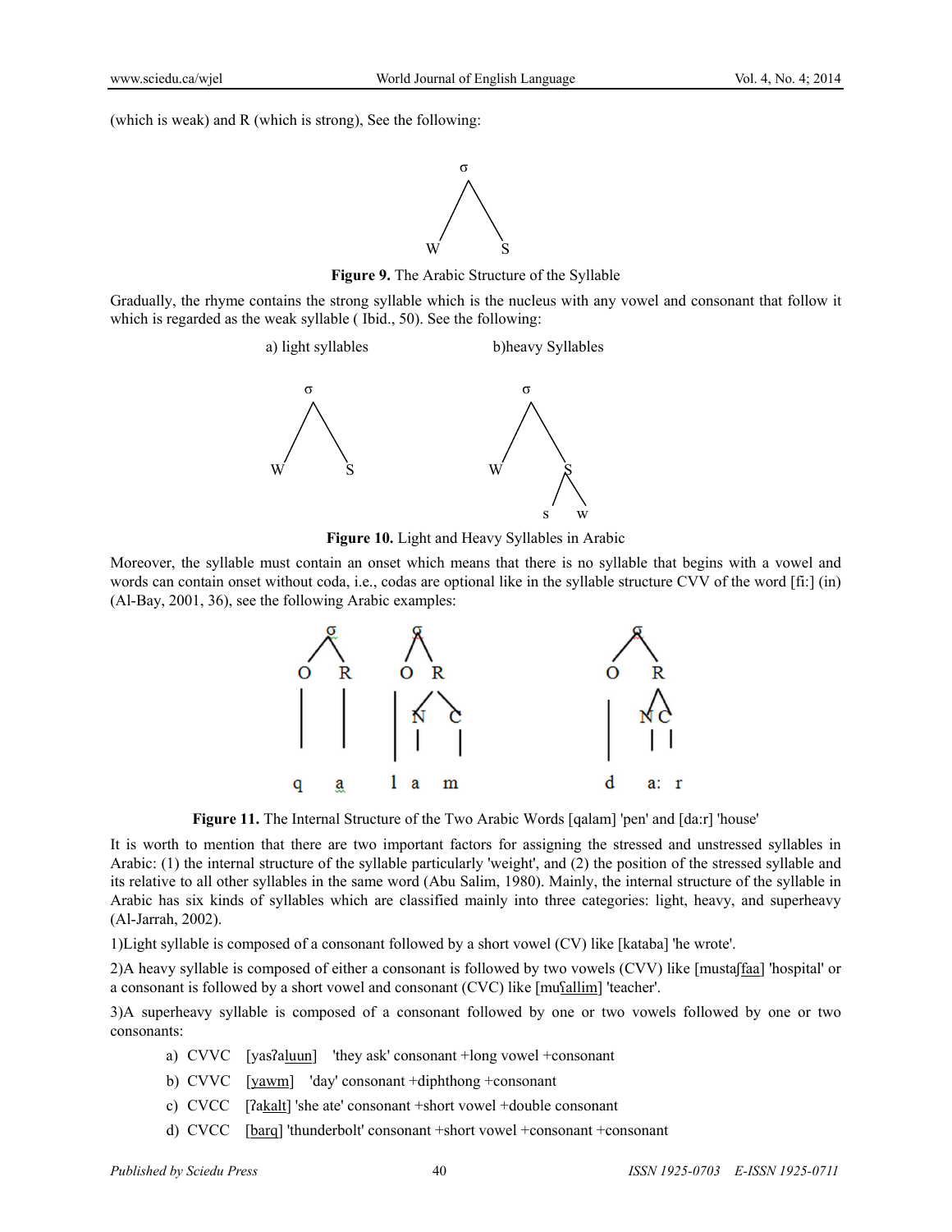(which is weak) and R (which is strong), See the following:

```
        σ
       / \
      W   S
```

**Figure 9.** The Arabic Structure of the Syllable

Gradually, the rhyme contains the strong syllable which is the nucleus with any vowel and consonant that follow it which is regarded as the weak syllable ( Ibid., 50). See the following:

a) light syllables     b)heavy Syllables

```
        σ                 σ
       / \               / \
      W   S             W   S
                           / \
                          s   w
```

**Figure 10.** Light and Heavy Syllables in Arabic

Moreover, the syllable must contain an onset which means that there is no syllable that begins with a vowel and words can contain onset without coda, i.e., codas are optional like in the syllable structure CVV of the word [fi:] (in) (Al-Bay, 2001, 36), see the following Arabic examples:

```
    σ          σ                  σ
   / \        / \                / \
  O   R      O   R              O   R
  |   |      |  / \             |  / \
  |   |      | N   C            | N   C
  |   |      | |   |            | |   |
  q   a      l a   m            d a:  r
```

**Figure 11.** The Internal Structure of the Two Arabic Words [qalam] 'pen' and [da:r] 'house'

It is worth to mention that there are two important factors for assigning the stressed and unstressed syllables in Arabic: (1) the internal structure of the syllable particularly 'weight', and (2) the position of the stressed syllable and its relative to all other syllables in the same word (Abu Salim, 1980). Mainly, the internal structure of the syllable in Arabic has six kinds of syllables which are classified mainly into three categories: light, heavy, and superheavy (Al-Jarrah, 2002).

1)Light syllable is composed of a consonant followed by a short vowel (CV) like [kataba] 'he wrote'.

2)A heavy syllable is composed of either a consonant is followed by two vowels (CVV) like [mustaʃfaa] 'hospital' or a consonant is followed by a short vowel and consonant (CVC) like [muʕallim] 'teacher'.

3)A superheavy syllable is composed of a consonant followed by one or two vowels followed by one or two consonants:

a) CVVC [yasʔaluun] 'they ask' consonant +long vowel +consonant

b) CVVC [yawm] 'day' consonant +diphthong +consonant

c) CVCC [ʔakalt] 'she ate' consonant +short vowel +double consonant

d) CVCC [barq] 'thunderbolt' consonant +short vowel +consonant +consonant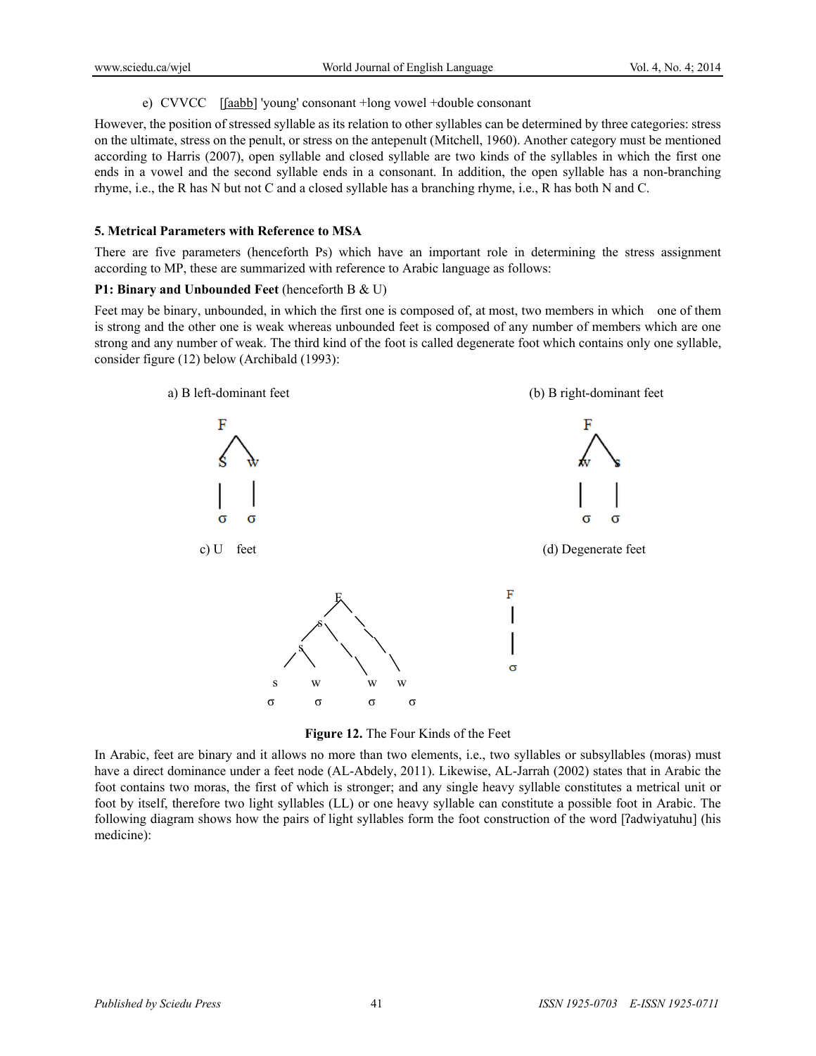e) CVVCC [ʃaabb] 'young' consonant +long vowel +double consonant

However, the position of stressed syllable as its relation to other syllables can be determined by three categories: stress on the ultimate, stress on the penult, or stress on the antepenult (Mitchell, 1960). Another category must be mentioned according to Harris (2007), open syllable and closed syllable are two kinds of the syllables in which the first one ends in a vowel and the second syllable ends in a consonant. In addition, the open syllable has a non-branching rhyme, i.e., the R has N but not C and a closed syllable has a branching rhyme, i.e., R has both N and C.

## 5. Metrical Parameters with Reference to MSA

There are five parameters (henceforth Ps) which have an important role in determining the stress assignment according to MP, these are summarized with reference to Arabic language as follows:

**P1: Binary and Unbounded Feet** (henceforth B & U)

Feet may be binary, unbounded, in which the first one is composed of, at most, two members in which one of them is strong and the other one is weak whereas unbounded feet is composed of any number of members which are one strong and any number of weak. The third kind of the foot is called degenerate foot which contains only one syllable, consider figure (12) below (Archibald (1993):

a) B left-dominant feet

```
  F
 / \
s   w
|   |
σ   σ
```

(b) B right-dominant feet

```
  F
 / \
w   s
|   |
σ   σ
```

c) U feet

```
          F
         / \
        s   \
       / \   \
      s   \   \
     / \   \   \
    s   w   w   w
    σ   σ   σ   σ
```

(d) Degenerate feet

```
F
|
σ
```

**Figure 12.** The Four Kinds of the Feet

In Arabic, feet are binary and it allows no more than two elements, i.e., two syllables or subsyllables (moras) must have a direct dominance under a feet node (AL-Abdely, 2011). Likewise, AL-Jarrah (2002) states that in Arabic the foot contains two moras, the first of which is stronger; and any single heavy syllable constitutes a metrical unit or foot by itself, therefore two light syllables (LL) or one heavy syllable can constitute a possible foot in Arabic. The following diagram shows how the pairs of light syllables form the foot construction of the word [ʔadwiyatuhu] (his medicine):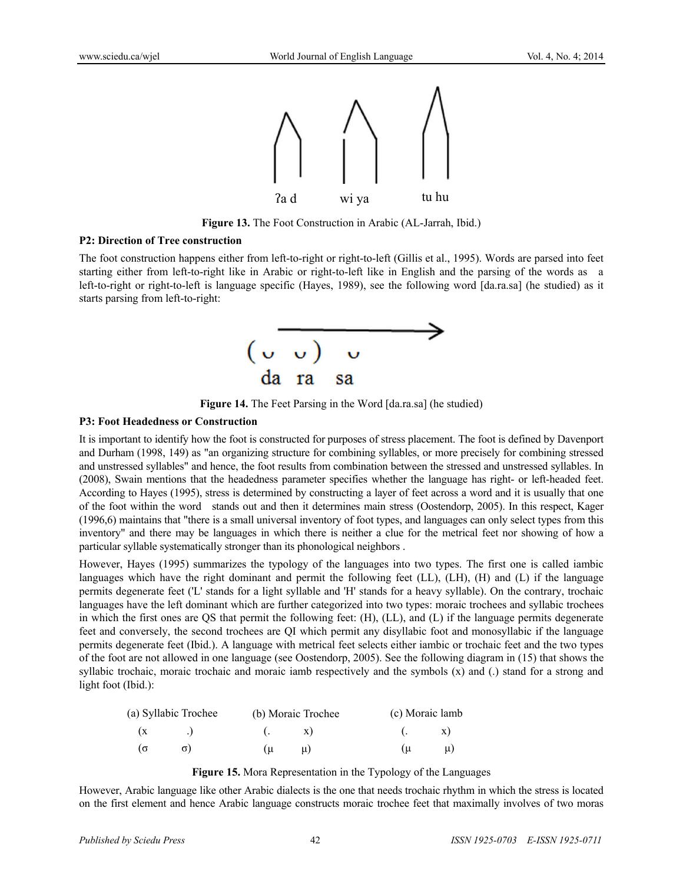ʔa d    wi ya    tu hu

**Figure 13.** The Foot Construction in Arabic (AL-Jarrah, Ibid.)

**P2: Direction of Tree construction**

The foot construction happens either from left-to-right or right-to-left (Gillis et al., 1995). Words are parsed into feet starting either from left-to-right like in Arabic or right-to-left like in English and the parsing of the words as a left-to-right or right-to-left is language specific (Hayes, 1989), see the following word [da.ra.sa] (he studied) as it starts parsing from left-to-right:

( ᴗ ᴗ ) ᴗ
da ra sa

**Figure 14.** The Feet Parsing in the Word [da.ra.sa] (he studied)

**P3: Foot Headedness or Construction**

It is important to identify how the foot is constructed for purposes of stress placement. The foot is defined by Davenport and Durham (1998, 149) as "an organizing structure for combining syllables, or more precisely for combining stressed and unstressed syllables" and hence, the foot results from combination between the stressed and unstressed syllables. In (2008), Swain mentions that the headedness parameter specifies whether the language has right- or left-headed feet. According to Hayes (1995), stress is determined by constructing a layer of feet across a word and it is usually that one of the foot within the word stands out and then it determines main stress (Oostendorp, 2005). In this respect, Kager (1996,6) maintains that "there is a small universal inventory of foot types, and languages can only select types from this inventory" and there may be languages in which there is neither a clue for the metrical feet nor showing of how a particular syllable systematically stronger than its phonological neighbors .

However, Hayes (1995) summarizes the typology of the languages into two types. The first one is called iambic languages which have the right dominant and permit the following feet (LL), (LH), (H) and (L) if the language permits degenerate feet ('L' stands for a light syllable and 'H' stands for a heavy syllable). On the contrary, trochaic languages have the left dominant which are further categorized into two types: moraic trochees and syllabic trochees in which the first ones are QS that permit the following feet: (H), (LL), and (L) if the language permits degenerate feet and conversely, the second trochees are QI which permit any disyllabic foot and monosyllabic if the language permits degenerate feet (Ibid.). A language with metrical feet selects either iambic or trochaic feet and the two types of the foot are not allowed in one language (see Oostendorp, 2005). See the following diagram in (15) that shows the syllabic trochaic, moraic trochaic and moraic iamb respectively and the symbols (x) and (.) stand for a strong and light foot (Ibid.):

| (a) Syllabic Trochee | (b) Moraic Trochee | (c) Moraic Iamb |
|---|---|---|
| (x .) | (. x) | (. x) |
| (σ σ) | (μ μ) | (μ μ) |

**Figure 15.** Mora Representation in the Typology of the Languages

However, Arabic language like other Arabic dialects is the one that needs trochaic rhythm in which the stress is located on the first element and hence Arabic language constructs moraic trochee feet that maximally involves of two moras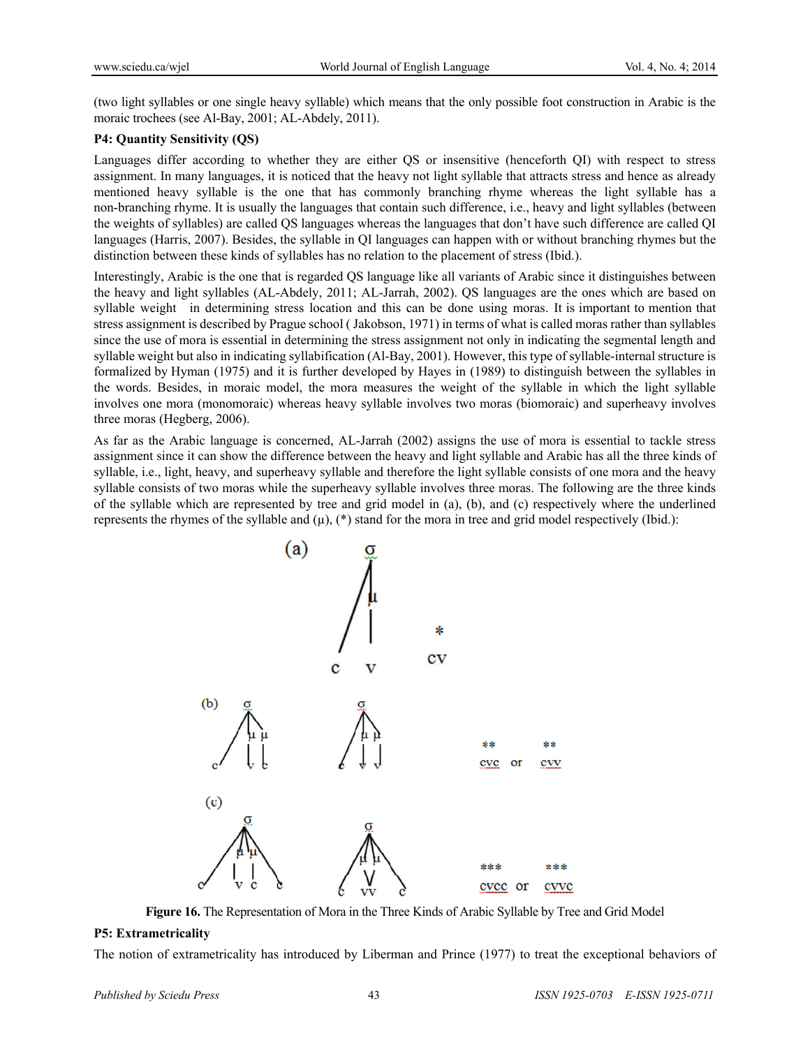(two light syllables or one single heavy syllable) which means that the only possible foot construction in Arabic is the moraic trochees (see Al-Bay, 2001; AL-Abdely, 2011).

**P4: Quantity Sensitivity (QS)**

Languages differ according to whether they are either QS or insensitive (henceforth QI) with respect to stress assignment. In many languages, it is noticed that the heavy not light syllable that attracts stress and hence as already mentioned heavy syllable is the one that has commonly branching rhyme whereas the light syllable has a non-branching rhyme. It is usually the languages that contain such difference, i.e., heavy and light syllables (between the weights of syllables) are called QS languages whereas the languages that don't have such difference are called QI languages (Harris, 2007). Besides, the syllable in QI languages can happen with or without branching rhymes but the distinction between these kinds of syllables has no relation to the placement of stress (Ibid.).

Interestingly, Arabic is the one that is regarded QS language like all variants of Arabic since it distinguishes between the heavy and light syllables (AL-Abdely, 2011; AL-Jarrah, 2002). QS languages are the ones which are based on syllable weight in determining stress location and this can be done using moras. It is important to mention that stress assignment is described by Prague school ( Jakobson, 1971) in terms of what is called moras rather than syllables since the use of mora is essential in determining the stress assignment not only in indicating the segmental length and syllable weight but also in indicating syllabification (Al-Bay, 2001). However, this type of syllable-internal structure is formalized by Hyman (1975) and it is further developed by Hayes in (1989) to distinguish between the syllables in the words. Besides, in moraic model, the mora measures the weight of the syllable in which the light syllable involves one mora (monomoraic) whereas heavy syllable involves two moras (biomoraic) and superheavy involves three moras (Hegberg, 2006).

As far as the Arabic language is concerned, AL-Jarrah (2002) assigns the use of mora is essential to tackle stress assignment since it can show the difference between the heavy and light syllable and Arabic has all the three kinds of syllable, i.e., light, heavy, and superheavy syllable and therefore the light syllable consists of one mora and the heavy syllable consists of two moras while the superheavy syllable involves three moras. The following are the three kinds of the syllable which are represented by tree and grid model in (a), (b), and (c) respectively where the underlined represents the rhymes of the syllable and (μ), (*) stand for the mora in tree and grid model respectively (Ibid.):

**Figure 16.** The Representation of Mora in the Three Kinds of Arabic Syllable by Tree and Grid Model

**P5: Extrametricality**

The notion of extrametricality has introduced by Liberman and Prince (1977) to treat the exceptional behaviors of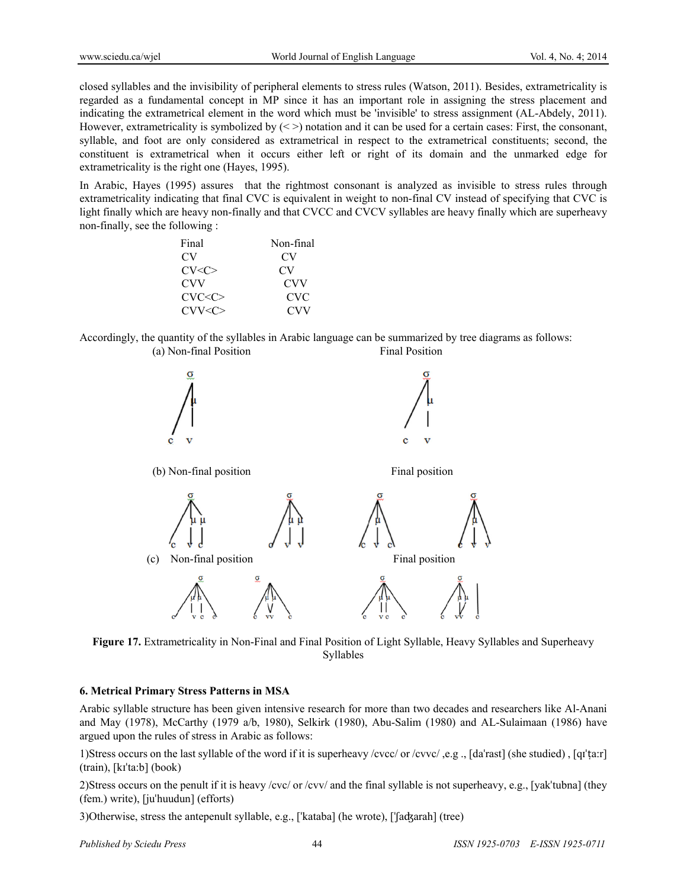closed syllables and the invisibility of peripheral elements to stress rules (Watson, 2011). Besides, extrametricality is regarded as a fundamental concept in MP since it has an important role in assigning the stress placement and indicating the extrametrical element in the word which must be 'invisible' to stress assignment (AL-Abdely, 2011). However, extrametricality is symbolized by (< >) notation and it can be used for a certain cases: First, the consonant, syllable, and foot are only considered as extrametrical in respect to the extrametrical constituents; second, the constituent is extrametrical when it occurs either left or right of its domain and the unmarked edge for extrametricality is the right one (Hayes, 1995).

In Arabic, Hayes (1995) assures that the rightmost consonant is analyzed as invisible to stress rules through extrametricality indicating that final CVC is equivalent in weight to non-final CV instead of specifying that CVC is light finally which are heavy non-finally and that CVCC and CVCV syllables are heavy finally which are superheavy non-finally, see the following :

| Final | Non-final |
|---|---|
| CV | CV |
| CV<C> | CV |
| CVV | CVV |
| CVC<C> | CVC |
| CVV<C> | CVV |

Accordingly, the quantity of the syllables in Arabic language can be summarized by tree diagrams as follows:

(a) Non-final Position — Final Position

(b) Non-final position — Final position

(c) Non-final position — Final position

**Figure 17.** Extrametricality in Non-Final and Final Position of Light Syllable, Heavy Syllables and Superheavy Syllables

### 6. Metrical Primary Stress Patterns in MSA

Arabic syllable structure has been given intensive research for more than two decades and researchers like Al-Anani and May (1978), McCarthy (1979 a/b, 1980), Selkirk (1980), Abu-Salim (1980) and AL-Sulaimaan (1986) have argued upon the rules of stress in Arabic as follows:

1)Stress occurs on the last syllable of the word if it is superheavy /cvcc/ or /cvvc/ ,e.g ., [da'rast] (she studied) , [qɪ'ṭa:r] (train), [kɪ'ta:b] (book)

2)Stress occurs on the penult if it is heavy /cvc/ or /cvv/ and the final syllable is not superheavy, e.g., [yak'tubna] (they (fem.) write), [ju'huudun] (efforts)

3)Otherwise, stress the antepenult syllable, e.g., ['kataba] (he wrote), ['ʃadʒarah] (tree)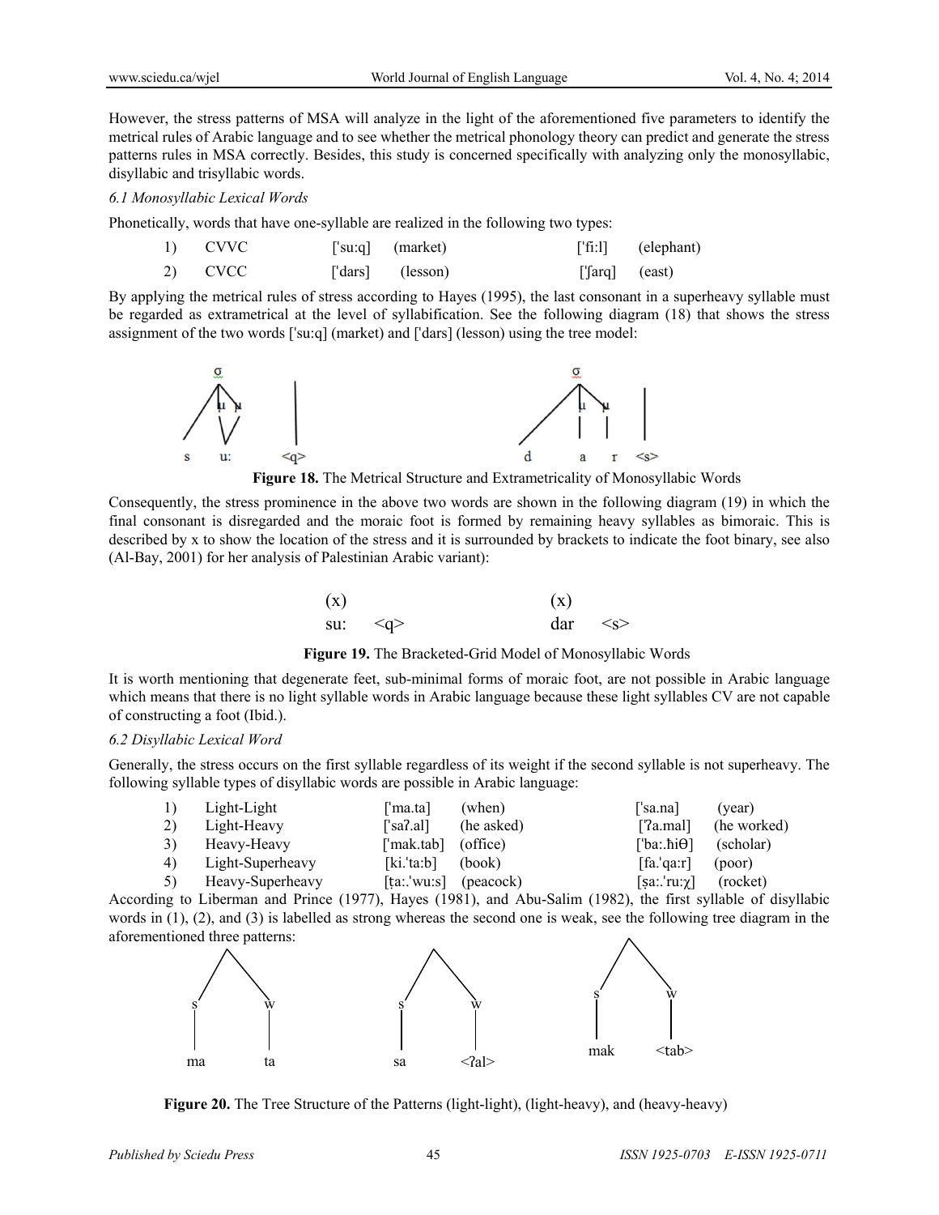However, the stress patterns of MSA will analyze in the light of the aforementioned five parameters to identify the metrical rules of Arabic language and to see whether the metrical phonology theory can predict and generate the stress patterns rules in MSA correctly. Besides, this study is concerned specifically with analyzing only the monosyllabic, disyllabic and trisyllabic words.

### *6.1 Monosyllabic Lexical Words*

Phonetically, words that have one-syllable are realized in the following two types:

| | | | | | |
|---|---|---|---|---|---|
| 1) | CVVC | ['su:q] | (market) | ['fi:l] | (elephant) |
| 2) | CVCC | ['dars] | (lesson) | ['ʃarq] | (east) |

By applying the metrical rules of stress according to Hayes (1995), the last consonant in a superheavy syllable must be regarded as extrametrical at the level of syllabification. See the following diagram (18) that shows the stress assignment of the two words ['su:q] (market) and ['dars] (lesson) using the tree model:

```
      σ                          σ
     /|\                        /|\
    / μ μ    |                 / μ  μ    |
   /   \/    |                /  |  |    |
  s    u:   <q>              d   a  r   <s>
```

**Figure 18.** The Metrical Structure and Extrametricality of Monosyllabic Words

Consequently, the stress prominence in the above two words are shown in the following diagram (19) in which the final consonant is disregarded and the moraic foot is formed by remaining heavy syllables as bimoraic. This is described by x to show the location of the stress and it is surrounded by brackets to indicate the foot binary, see also (Al-Bay, 2001) for her analysis of Palestinian Arabic variant):

```
(x)             (x)
su:   <q>       dar   <s>
```

**Figure 19.** The Bracketed-Grid Model of Monosyllabic Words

It is worth mentioning that degenerate feet, sub-minimal forms of moraic foot, are not possible in Arabic language which means that there is no light syllable words in Arabic language because these light syllables CV are not capable of constructing a foot (Ibid.).

### *6.2 Disyllabic Lexical Word*

Generally, the stress occurs on the first syllable regardless of its weight if the second syllable is not superheavy. The following syllable types of disyllabic words are possible in Arabic language:

| | | | | | |
|---|---|---|---|---|---|
| 1) | Light-Light | ['ma.ta] | (when) | ['sa.na] | (year) |
| 2) | Light-Heavy | ['saʔ.al] | (he asked) | ['ʔa.mal] | (he worked) |
| 3) | Heavy-Heavy | ['mak.tab] | (office) | ['ba:.ħiθ] | (scholar) |
| 4) | Light-Superheavy | [ki.'ta:b] | (book) | [fa.'qa:r] | (poor) |
| 5) | Heavy-Superheavy | [ṭa:.'wu:s] | (peacock) | [ṣa:.'ru:χ] | (rocket) |

According to Liberman and Prince (1977), Hayes (1981), and Abu-Salim (1982), the first syllable of disyllabic words in (1), (2), and (3) is labelled as strong whereas the second one is weak, see the following tree diagram in the aforementioned three patterns:

```
    /\             /\              /\
   s  w           s  w            s  w
   |  |           |  |            |  |
  ma  ta         sa  <ʔal>       mak <tab>
```

**Figure 20.** The Tree Structure of the Patterns (light-light), (light-heavy), and (heavy-heavy)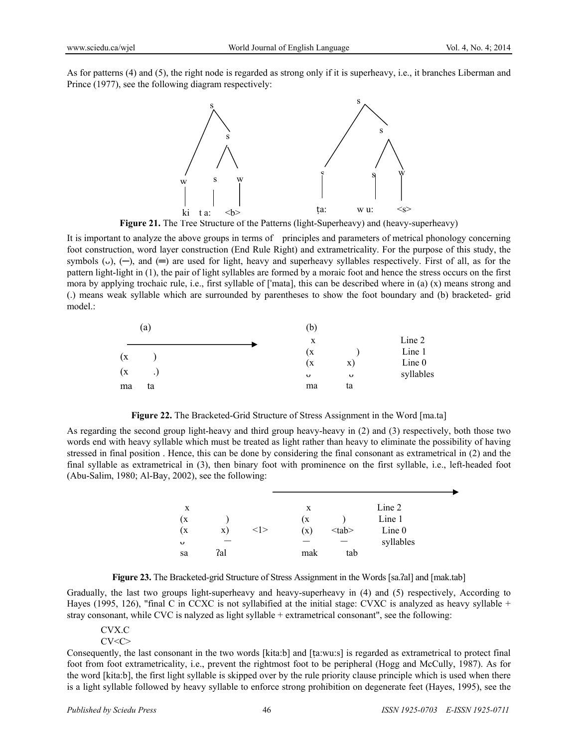As for patterns (4) and (5), the right node is regarded as strong only if it is superheavy, i.e., it branches Liberman and Prince (1977), see the following diagram respectively:

```
        s                                  s
       / \                                / \
      /   s                              /   s
     /   / \                            /   / \
    w   s   w                          s   s   w
    |   |   |                          |   |   |
    ki  t a: <b>                       ṭa: w u: <s>
```

**Figure 21.** The Tree Structure of the Patterns (light-Superheavy) and (heavy-superheavy)

It is important to analyze the above groups in terms of principles and parameters of metrical phonology concerning foot construction, word layer construction (End Rule Right) and extrametricality. For the purpose of this study, the symbols (ᴗ), (—), and (═) are used for light, heavy and superheavy syllables respectively. First of all, as for the pattern light-light in (1), the pair of light syllables are formed by a moraic foot and hence the stress occurs on the first mora by applying trochaic rule, i.e., first syllable of ['mata], this can be described where in (a) (x) means strong and (.) means weak syllable which are surrounded by parentheses to show the foot boundary and (b) bracketed- grid model.:

```
(a)                              (b)
                                   x            Line 2
---------------------------->    (x     )       Line 1
(x     )                         (x     x)      Line 0
(x     .)                         ᴗ     ᴗ       syllables
ma    ta                          ma    ta
```

**Figure 22.** The Bracketed-Grid Structure of Stress Assignment in the Word [ma.ta]

As regarding the second group light-heavy and third group heavy-heavy in (2) and (3) respectively, both those two words end with heavy syllable which must be treated as light rather than heavy to eliminate the possibility of having stressed in final position . Hence, this can be done by considering the final consonant as extrametrical in (2) and the final syllable as extrametrical in (3), then binary foot with prominence on the first syllable, i.e., left-headed foot (Abu-Salim, 1980; Al-Bay, 2002), see the following:

```
                          ---------------------------->
 x                          x               Line 2
(x      )                  (x      )        Line 1
(x      x)   <1>           (x)    <tab>     Line 0
 ᴗ      —                   —       —       syllables
 sa     ʔal                 mak     tab
```

**Figure 23.** The Bracketed-grid Structure of Stress Assignment in the Words [sa.ʔal] and [mak.tab]

Gradually, the last two groups light-superheavy and heavy-superheavy in (4) and (5) respectively, According to Hayes (1995, 126), "final C in CCXC is not syllabified at the initial stage: CVXC is analyzed as heavy syllable + stray consonant, while CVC is nalyzed as light syllable + extrametrical consonant", see the following:

CVX.C
CV<C>

Consequently, the last consonant in the two words [kita:b] and [ṭa:wu:s] is regarded as extrametrical to protect final foot from foot extrametricality, i.e., prevent the rightmost foot to be peripheral (Hogg and McCully, 1987). As for the word [kita:b], the first light syllable is skipped over by the rule priority clause principle which is used when there is a light syllable followed by heavy syllable to enforce strong prohibition on degenerate feet (Hayes, 1995), see the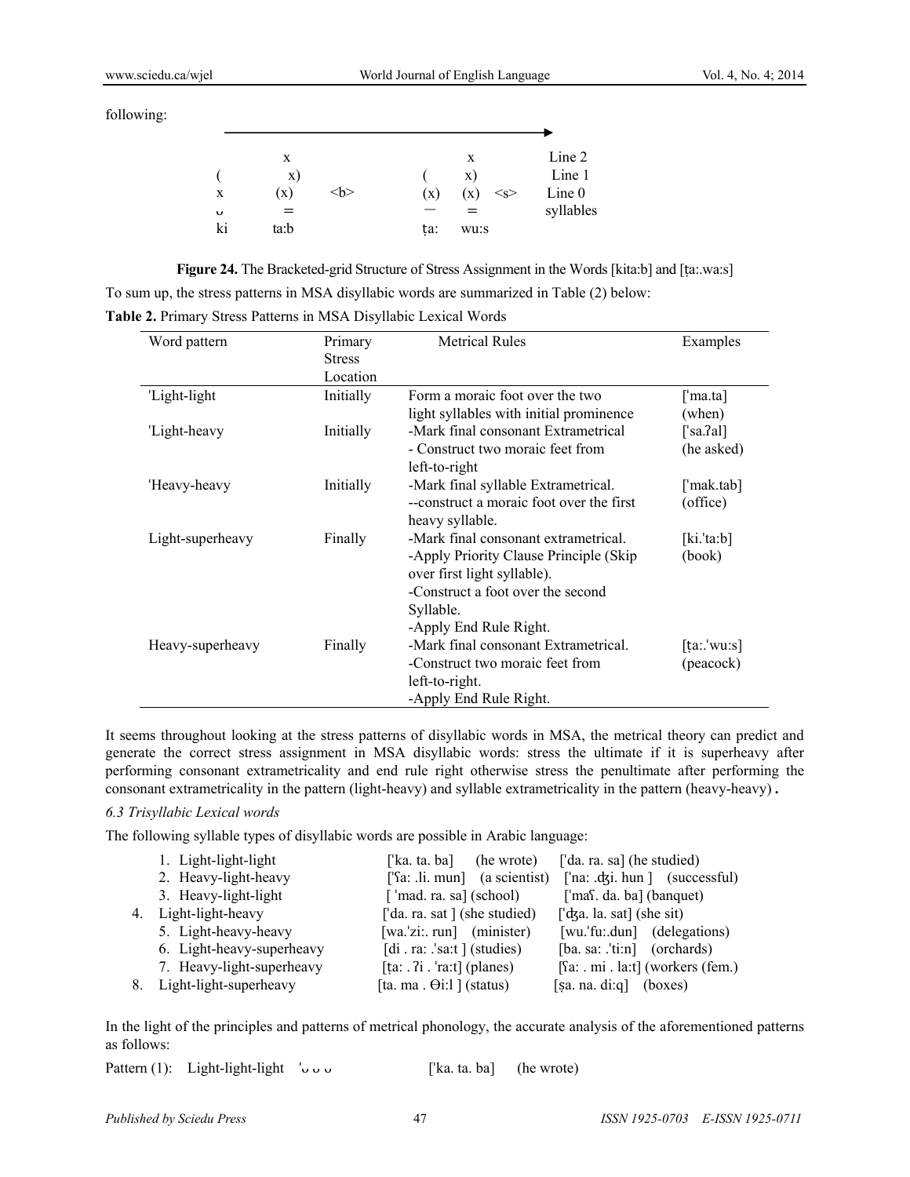following:

```
                                          ──────────────────────────────►
        x                              x          Line 2
(       x)                    (        x)         Line 1
x       (x)      <b>          (x)      (x)   <s>  Line 0
ᴗ       =                     —        =          syllables
ki      ta:b                  ṭa:      wu:s
```

**Figure 24.** The Bracketed-grid Structure of Stress Assignment in the Words [kita:b] and [ṭa:.wa:s]

To sum up, the stress patterns in MSA disyllabic words are summarized in Table (2) below:

**Table 2.** Primary Stress Patterns in MSA Disyllabic Lexical Words

| Word pattern | Primary Stress Location | Metrical Rules | Examples |
|---|---|---|---|
| 'Light-light | Initially | Form a moraic foot over the two light syllables with initial prominence | ['ma.ta] (when) |
| 'Light-heavy | Initially | -Mark final consonant Extrametrical<br>- Construct two moraic feet from left-to-right | ['sa.ʔal] (he asked) |
| 'Heavy-heavy | Initially | -Mark final syllable Extrametrical.<br>--construct a moraic foot over the first heavy syllable. | ['mak.tab] (office) |
| Light-superheavy | Finally | -Mark final consonant extrametrical.<br>-Apply Priority Clause Principle (Skip over first light syllable).<br>-Construct a foot over the second Syllable.<br>-Apply End Rule Right. | [ki.'ta:b] (book) |
| Heavy-superheavy | Finally | -Mark final consonant Extrametrical.<br>-Construct two moraic feet from left-to-right.<br>-Apply End Rule Right. | [ṭa:.'wu:s] (peacock) |

It seems throughout looking at the stress patterns of disyllabic words in MSA, the metrical theory can predict and generate the correct stress assignment in MSA disyllabic words: stress the ultimate if it is superheavy after performing consonant extrametricality and end rule right otherwise stress the penultimate after performing the consonant extrametricality in the pattern (light-heavy) and syllable extrametricality in the pattern (heavy-heavy) **.**

### *6.3 Trisyllabic Lexical words*

The following syllable types of disyllabic words are possible in Arabic language:

1. Light-light-light ['ka. ta. ba] (he wrote) ['da. ra. sa] (he studied)
2. Heavy-light-heavy ['ʕa: .li. mun] (a scientist) ['na: .ʤi. hun ] (successful)
3. Heavy-light-light [ 'mad. ra. sa] (school) ['maʕ. da. ba] (banquet)
4. Light-light-heavy ['da. ra. sat ] (she studied) ['ʤa. la. sat] (she sit)
5. Light-heavy-heavy [wa.'zi:. run] (minister) [wu.'fu:.dun] (delegations)
6. Light-heavy-superheavy [di . ra: .'sa:t ] (studies) [ba. sa: .'ti:n] (orchards)
7. Heavy-light-superheavy [ṭa: . ʔi . 'ra:t] (planes) [ʕa: . mi . la:t] (workers (fem.)
8. Light-light-superheavy [ta. ma . Θi:l ] (status) [ṣa. na. di:q] (boxes)

In the light of the principles and patterns of metrical phonology, the accurate analysis of the aforementioned patterns as follows:

Pattern (1): Light-light-light 'ᴗ ᴗ ᴗ ['ka. ta. ba] (he wrote)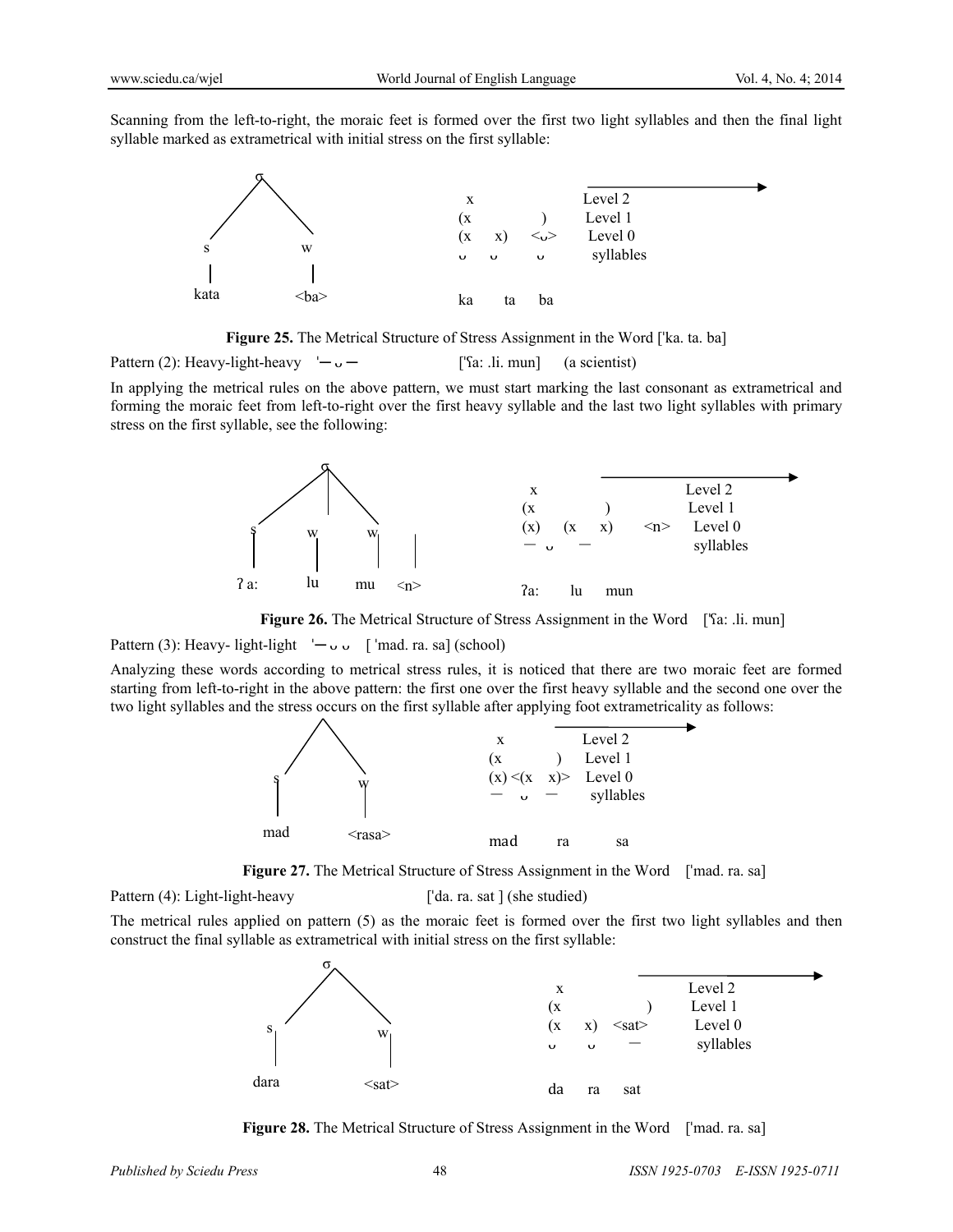Scanning from the left-to-right, the moraic feet is formed over the first two light syllables and then the final light syllable marked as extrametrical with initial stress on the first syllable:

```
        σ
       / \
      s   w
      |   |
    kata <ba>

  x                 Level 2
 (x        )        Level 1
 (x   x)  <ᴗ>       Level 0
  ᴗ   ᴗ    ᴗ        syllables

  ka  ta   ba
```

**Figure 25.** The Metrical Structure of Stress Assignment in the Word [ˈka. ta. ba]

Pattern (2): Heavy-light-heavy ˈ— ᴗ — [ˈʕa: .li. mun] (a scientist)

In applying the metrical rules on the above pattern, we must start marking the last consonant as extrametrical and forming the moraic feet from left-to-right over the first heavy syllable and the last two light syllables with primary stress on the first syllable, see the following:

```
          σ
        / | \
       s  w  w
       |  |  |   |
      ʔa: lu mu <n>

  x                       Level 2
 (x          )            Level 1
 (x)  (x   x)    <n>      Level 0
  —    ᴗ   —              syllables

 ʔa:   lu  mun
```

**Figure 26.** The Metrical Structure of Stress Assignment in the Word [ˈʕa: .li. mun]

Pattern (3): Heavy- light-light ˈ— ᴗ ᴗ [ ˈmad. ra. sa] (school)

Analyzing these words according to metrical stress rules, it is noticed that there are two moraic feet are formed starting from left-to-right in the above pattern: the first one over the first heavy syllable and the second one over the two light syllables and the stress occurs on the first syllable after applying foot extrametricality as follows:

```
       /\
      s  w
      |  |
    mad <rasa>

  x              Level 2
 (x        )     Level 1
 (x) <(x  x)>    Level 0
  —    ᴗ  —      syllables

 mad   ra  sa
```

**Figure 27.** The Metrical Structure of Stress Assignment in the Word [ˈmad. ra. sa]

Pattern (4): Light-light-heavy [ˈda. ra. sat ] (she studied)

The metrical rules applied on pattern (5) as the moraic feet is formed over the first two light syllables and then construct the final syllable as extrametrical with initial stress on the first syllable:

```
        σ
       / \
      s   w
      |   |
    dara <sat>

  x                  Level 2
 (x          )       Level 1
 (x   x)  <sat>      Level 0
  ᴗ   ᴗ    —         syllables

  da  ra   sat
```

**Figure 28.** The Metrical Structure of Stress Assignment in the Word [ˈmad. ra. sa]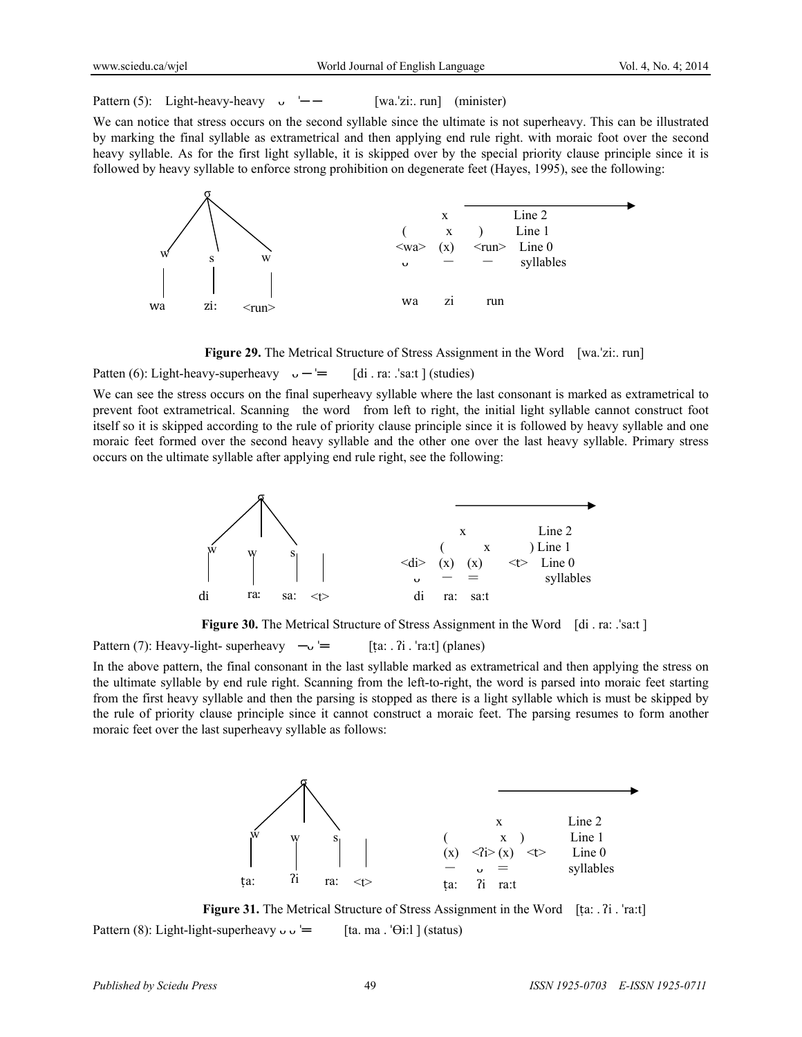Pattern (5): Light-heavy-heavy ᴗ 'ー ー [wa.'zi:. run] (minister)

We can notice that stress occurs on the second syllable since the ultimate is not superheavy. This can be illustrated by marking the final syllable as extrametrical and then applying end rule right. with moraic foot over the second heavy syllable. As for the first light syllable, it is skipped over by the special priority clause principle since it is followed by heavy syllable to enforce strong prohibition on degenerate feet (Hayes, 1995), see the following:

```
              σ
            / | \
           w  s  w
           |  |  |
          wa zi: <run>

                x              Line 2
         (      x      )       Line 1
       <wa>    (x)   <run>     Line 0
         ᴗ      ー     ー       syllables

        wa      zi    run
```

**Figure 29.** The Metrical Structure of Stress Assignment in the Word [wa.'zi:. run]

Patten (6): Light-heavy-superheavy ᴗ ー '═ [di . ra: .'sa:t ] (studies)

We can see the stress occurs on the final superheavy syllable where the last consonant is marked as extrametrical to prevent foot extrametrical. Scanning the word from left to right, the initial light syllable cannot construct foot itself so it is skipped according to the rule of priority clause principle since it is followed by heavy syllable and one moraic feet formed over the second heavy syllable and the other one over the last heavy syllable. Primary stress occurs on the ultimate syllable after applying end rule right, see the following:

```
              σ
            / | \
           w  w  s   |
           |  |  |   |
          di ra: sa: <t>

                 x              Line 2
               (       x     )  Line 1
       <di>   (x)     (x)   <t>  Line 0
         ᴗ     ー      ═         syllables
        di     ra:    sa:t
```

**Figure 30.** The Metrical Structure of Stress Assignment in the Word [di . ra: .'sa:t ]

Pattern (7): Heavy-light- superheavy ーᴗ '═ [ṭa: . ʔi . 'ra:t] (planes)

In the above pattern, the final consonant in the last syllable marked as extrametrical and then applying the stress on the ultimate syllable by end rule right. Scanning from the left-to-right, the word is parsed into moraic feet starting from the first heavy syllable and then the parsing is stopped as there is a light syllable which is must be skipped by the rule of priority clause principle since it cannot construct a moraic feet. The parsing resumes to form another moraic feet over the last superheavy syllable as follows:

```
              σ
            / | \
           w  w  s   |
           |  |  |   |
          ṭa: ʔi ra: <t>

                  x              Line 2
         (        x    )         Line 1
        (x)  <ʔi> (x)  <t>       Line 0
         ー    ᴗ    ═             syllables
        ṭa:   ʔi   ra:t
```

**Figure 31.** The Metrical Structure of Stress Assignment in the Word [ṭa: . ʔi . 'ra:t]

Pattern (8): Light-light-superheavy ᴗ ᴗ '═ [ta. ma . 'Θi:l ] (status)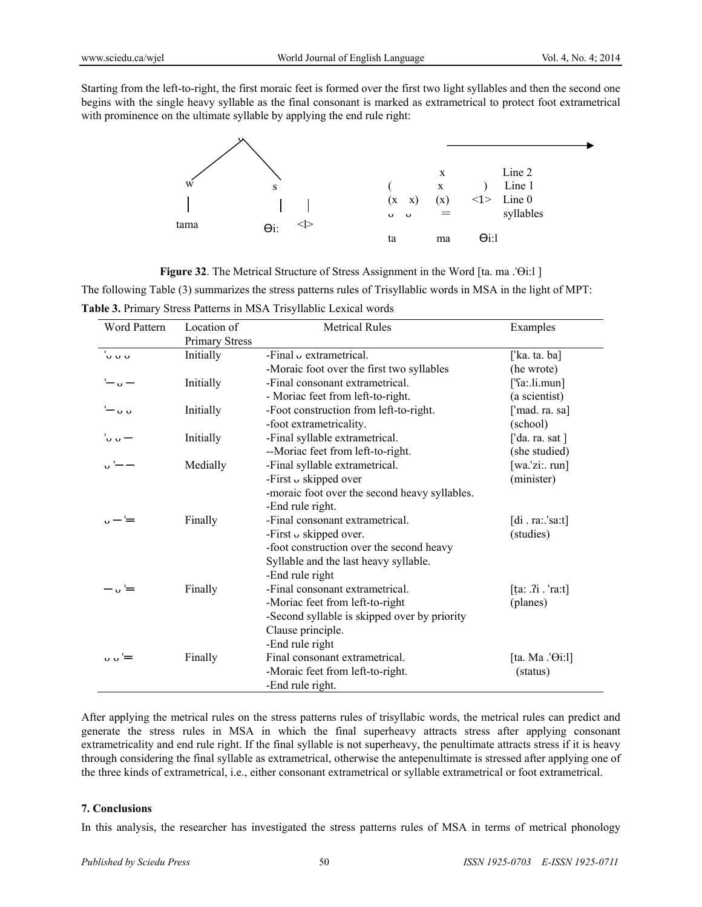Starting from the left-to-right, the first moraic feet is formed over the first two light syllables and then the second one begins with the single heavy syllable as the final consonant is marked as extrametrical to protect foot extrametrical with prominence on the ultimate syllable by applying the end rule right:

```
            υ
          /   \
        w       s
        |       |   |
      tama     Ɵi:  <l>

   ──────────────────────────►
                 x              Line 2
   (             x         )    Line 1
   (x    x)     (x)    <1>      Line 0
    υ    υ       =              syllables

    ta          ma      Ɵi:l
```

**Figure 32**. The Metrical Structure of Stress Assignment in the Word [ta. ma .'Ɵi:l ]

The following Table (3) summarizes the stress patterns rules of Trisyllablic words in MSA in the light of MPT:

**Table 3.** Primary Stress Patterns in MSA Trisyllablic Lexical words

| Word Pattern | Location of Primary Stress | Metrical Rules | Examples |
|---|---|---|---|
| 'υ υ υ | Initially | -Final υ extrametrical.<br>-Moraic foot over the first two syllables | ['ka. ta. ba]<br>(he wrote) |
| '— υ — | Initially | -Final consonant extrametrical.<br>- Moriac feet from left-to-right. | ['ʕa:.li.mun]<br>(a scientist) |
| '— υ υ | Initially | -Foot construction from left-to-right.<br>-foot extrametricality. | ['mad. ra. sa]<br>(school) |
| 'υ υ — | Initially | -Final syllable extrametrical.<br>--Moriac feet from left-to-right. | ['da. ra. sat ]<br>(she studied) |
| υ '— — | Medially | -Final syllable extrametrical.<br>-First υ skipped over<br>-moraic foot over the second heavy syllables.<br>-End rule right. | [wa.'zi:. run]<br>(minister) |
| υ — '═ | Finally | -Final consonant extrametrical.<br>-First υ skipped over.<br>-foot construction over the second heavy Syllable and the last heavy syllable.<br>-End rule right | [di . ra:.'sa:t]<br>(studies) |
| — υ '═ | Finally | -Final consonant extrametrical.<br>-Moriac feet from left-to-right<br>-Second syllable is skipped over by priority Clause principle.<br>-End rule right | [ṭa: .ʔi . 'ra:t]<br>(planes) |
| υ υ '═ | Finally | Final consonant extrametrical.<br>-Moraic feet from left-to-right.<br>-End rule right. | [ta. Ma .'Ɵi:l]<br>(status) |

After applying the metrical rules on the stress patterns rules of trisyllabic words, the metrical rules can predict and generate the stress rules in MSA in which the final superheavy attracts stress after applying consonant extrametricality and end rule right. If the final syllable is not superheavy, the penultimate attracts stress if it is heavy through considering the final syllable as extrametrical, otherwise the antepenultimate is stressed after applying one of the three kinds of extrametrical, i.e., either consonant extrametrical or syllable extrametrical or foot extrametrical.

## 7. Conclusions

In this analysis, the researcher has investigated the stress patterns rules of MSA in terms of metrical phonology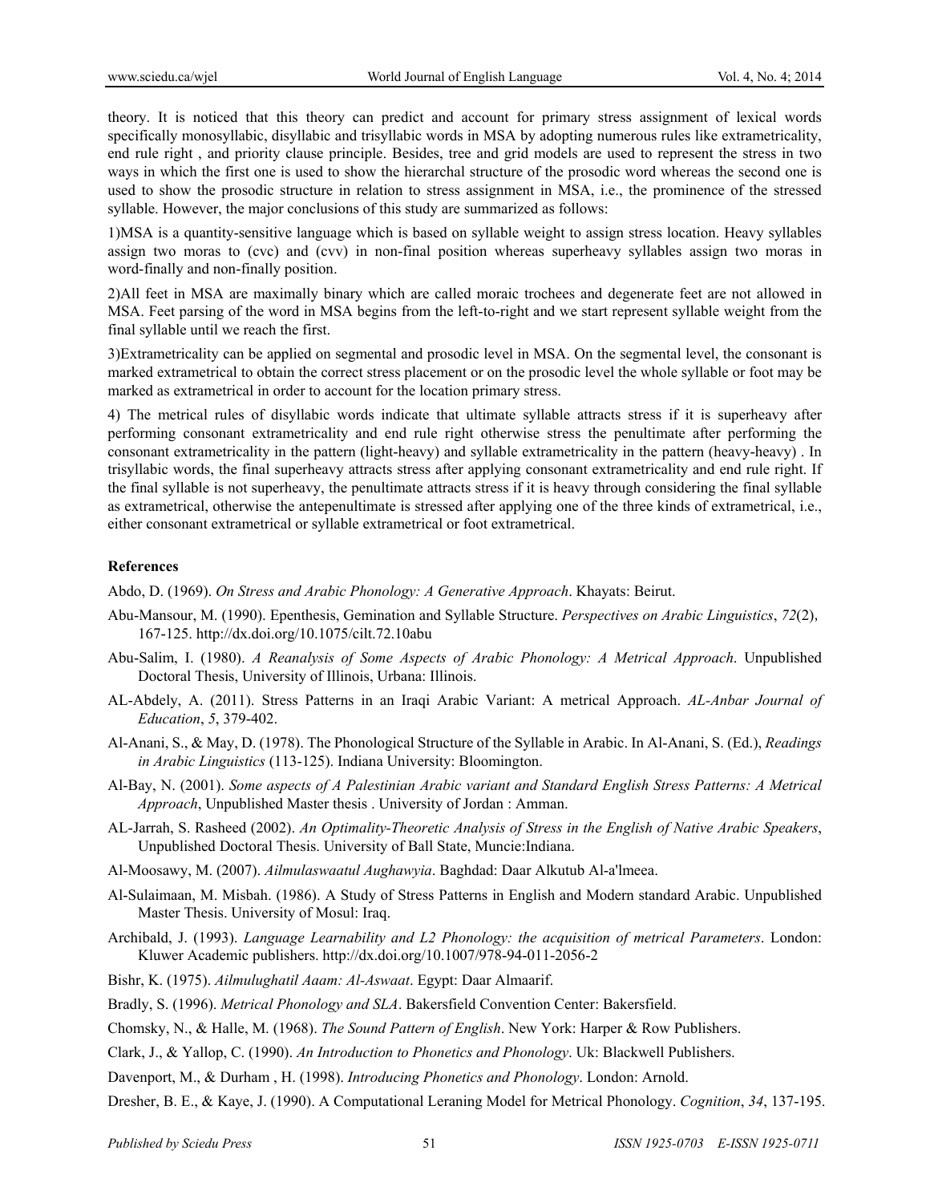theory. It is noticed that this theory can predict and account for primary stress assignment of lexical words specifically monosyllabic, disyllabic and trisyllabic words in MSA by adopting numerous rules like extrametricality, end rule right , and priority clause principle. Besides, tree and grid models are used to represent the stress in two ways in which the first one is used to show the hierarchal structure of the prosodic word whereas the second one is used to show the prosodic structure in relation to stress assignment in MSA, i.e., the prominence of the stressed syllable. However, the major conclusions of this study are summarized as follows:

1)MSA is a quantity-sensitive language which is based on syllable weight to assign stress location. Heavy syllables assign two moras to (cvc) and (cvv) in non-final position whereas superheavy syllables assign two moras in word-finally and non-finally position.

2)All feet in MSA are maximally binary which are called moraic trochees and degenerate feet are not allowed in MSA. Feet parsing of the word in MSA begins from the left-to-right and we start represent syllable weight from the final syllable until we reach the first.

3)Extrametricality can be applied on segmental and prosodic level in MSA. On the segmental level, the consonant is marked extrametrical to obtain the correct stress placement or on the prosodic level the whole syllable or foot may be marked as extrametrical in order to account for the location primary stress.

4) The metrical rules of disyllabic words indicate that ultimate syllable attracts stress if it is superheavy after performing consonant extrametricality and end rule right otherwise stress the penultimate after performing the consonant extrametricality in the pattern (light-heavy) and syllable extrametricality in the pattern (heavy-heavy) . In trisyllabic words, the final superheavy attracts stress after applying consonant extrametricality and end rule right. If the final syllable is not superheavy, the penultimate attracts stress if it is heavy through considering the final syllable as extrametrical, otherwise the antepenultimate is stressed after applying one of the three kinds of extrametrical, i.e., either consonant extrametrical or syllable extrametrical or foot extrametrical.

## References

Abdo, D. (1969). *On Stress and Arabic Phonology: A Generative Approach*. Khayats: Beirut.

Abu-Mansour, M. (1990). Epenthesis, Gemination and Syllable Structure. *Perspectives on Arabic Linguistics*, *72*(2), 167-125. http://dx.doi.org/10.1075/cilt.72.10abu

Abu-Salim, I. (1980). *A Reanalysis of Some Aspects of Arabic Phonology: A Metrical Approach*. Unpublished Doctoral Thesis, University of Illinois, Urbana: Illinois.

AL-Abdely, A. (2011). Stress Patterns in an Iraqi Arabic Variant: A metrical Approach. *AL-Anbar Journal of Education*, *5*, 379-402.

Al-Anani, S., & May, D. (1978). The Phonological Structure of the Syllable in Arabic. In Al-Anani, S. (Ed.), *Readings in Arabic Linguistics* (113-125). Indiana University: Bloomington.

Al-Bay, N. (2001). *Some aspects of A Palestinian Arabic variant and Standard English Stress Patterns: A Metrical Approach*, Unpublished Master thesis . University of Jordan : Amman.

AL-Jarrah, S. Rasheed (2002). *An Optimality-Theoretic Analysis of Stress in the English of Native Arabic Speakers*, Unpublished Doctoral Thesis. University of Ball State, Muncie:Indiana.

Al-Moosawy, M. (2007). *Ailmulaswaatul Aughawyia*. Baghdad: Daar Alkutub Al-a'lmeea.

Al-Sulaimaan, M. Misbah. (1986). A Study of Stress Patterns in English and Modern standard Arabic. Unpublished Master Thesis. University of Mosul: Iraq.

Archibald, J. (1993). *Language Learnability and L2 Phonology: the acquisition of metrical Parameters*. London: Kluwer Academic publishers. http://dx.doi.org/10.1007/978-94-011-2056-2

Bishr, K. (1975). *Ailmulughatil Aaam: Al-Aswaat*. Egypt: Daar Almaarif.

Bradly, S. (1996). *Metrical Phonology and SLA*. Bakersfield Convention Center: Bakersfield.

Chomsky, N., & Halle, M. (1968). *The Sound Pattern of English*. New York: Harper & Row Publishers.

Clark, J., & Yallop, C. (1990). *An Introduction to Phonetics and Phonology*. Uk: Blackwell Publishers.

Davenport, M., & Durham , H. (1998). *Introducing Phonetics and Phonology*. London: Arnold.

Dresher, B. E., & Kaye, J. (1990). A Computational Leraning Model for Metrical Phonology. *Cognition*, *34*, 137-195.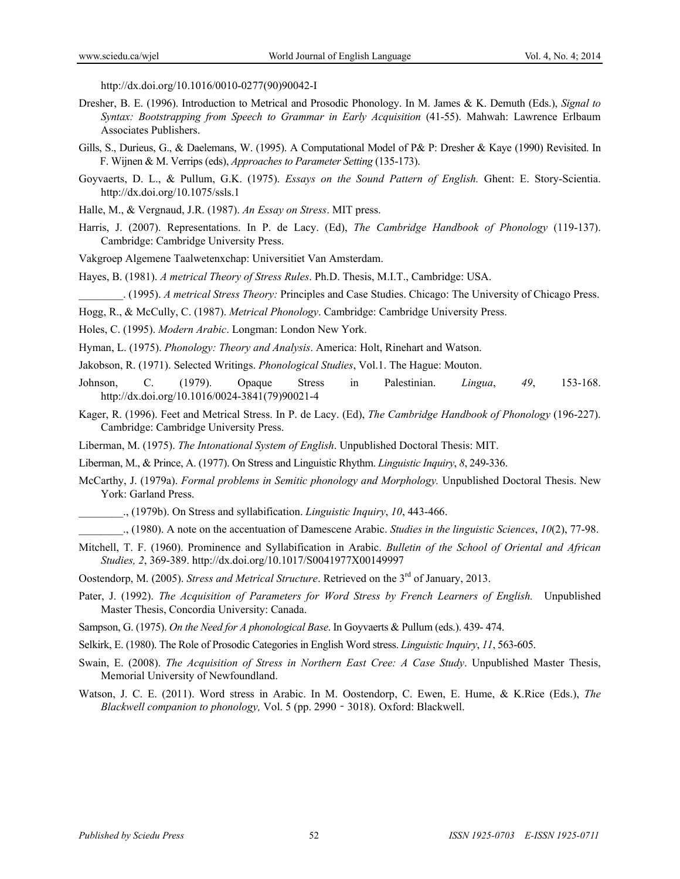http://dx.doi.org/10.1016/0010-0277(90)90042-I

Dresher, B. E. (1996). Introduction to Metrical and Prosodic Phonology. In M. James & K. Demuth (Eds.), *Signal to Syntax: Bootstrapping from Speech to Grammar in Early Acquisition* (41-55). Mahwah: Lawrence Erlbaum Associates Publishers.

Gills, S., Durieus, G., & Daelemans, W. (1995). A Computational Model of P& P: Dresher & Kaye (1990) Revisited. In F. Wijnen & M. Verrips (eds), *Approaches to Parameter Setting* (135-173).

Goyvaerts, D. L., & Pullum, G.K. (1975). *Essays on the Sound Pattern of English.* Ghent: E. Story-Scientia. http://dx.doi.org/10.1075/ssls.1

Halle, M., & Vergnaud, J.R. (1987). *An Essay on Stress*. MIT press.

Harris, J. (2007). Representations. In P. de Lacy. (Ed), *The Cambridge Handbook of Phonology* (119-137). Cambridge: Cambridge University Press.

Vakgroep Algemene Taalwetenxchap: Universitiet Van Amsterdam.

Hayes, B. (1981). *A metrical Theory of Stress Rules*. Ph.D. Thesis, M.I.T., Cambridge: USA.

________. (1995). *A metrical Stress Theory:* Principles and Case Studies. Chicago: The University of Chicago Press.

Hogg, R., & McCully, C. (1987). *Metrical Phonology*. Cambridge: Cambridge University Press.

Holes, C. (1995). *Modern Arabic*. Longman: London New York.

Hyman, L. (1975). *Phonology: Theory and Analysis*. America: Holt, Rinehart and Watson.

Jakobson, R. (1971). Selected Writings. *Phonological Studies*, Vol.1. The Hague: Mouton.

Johnson, C. (1979). Opaque Stress in Palestinian. *Lingua*, *49*, 153-168. http://dx.doi.org/10.1016/0024-3841(79)90021-4

Kager, R. (1996). Feet and Metrical Stress. In P. de Lacy. (Ed), *The Cambridge Handbook of Phonology* (196-227). Cambridge: Cambridge University Press.

Liberman, M. (1975). *The Intonational System of English*. Unpublished Doctoral Thesis: MIT.

Liberman, M., & Prince, A. (1977). On Stress and Linguistic Rhythm. *Linguistic Inquiry*, *8*, 249-336.

McCarthy, J. (1979a). *Formal problems in Semitic phonology and Morphology.* Unpublished Doctoral Thesis. New York: Garland Press.

________., (1979b). On Stress and syllabification. *Linguistic Inquiry*, *10*, 443-466.

________., (1980). A note on the accentuation of Damescene Arabic. *Studies in the linguistic Sciences*, *10*(2), 77-98.

Mitchell, T. F. (1960). Prominence and Syllabification in Arabic. *Bulletin of the School of Oriental and African Studies, 2*, 369-389. http://dx.doi.org/10.1017/S0041977X00149997

Oostendorp, M. (2005). *Stress and Metrical Structure*. Retrieved on the 3rd of January, 2013.

Pater, J. (1992). *The Acquisition of Parameters for Word Stress by French Learners of English.* Unpublished Master Thesis, Concordia University: Canada.

Sampson, G. (1975). *On the Need for A phonological Base*. In Goyvaerts & Pullum (eds.). 439- 474.

Selkirk, E. (1980). The Role of Prosodic Categories in English Word stress. *Linguistic Inquiry*, *11*, 563-605.

Swain, E. (2008). *The Acquisition of Stress in Northern East Cree: A Case Study*. Unpublished Master Thesis, Memorial University of Newfoundland.

Watson, J. C. E. (2011). Word stress in Arabic. In M. Oostendorp, C. Ewen, E. Hume, & K.Rice (Eds.), *The Blackwell companion to phonology,* Vol. 5 (pp. 2990 - 3018). Oxford: Blackwell.